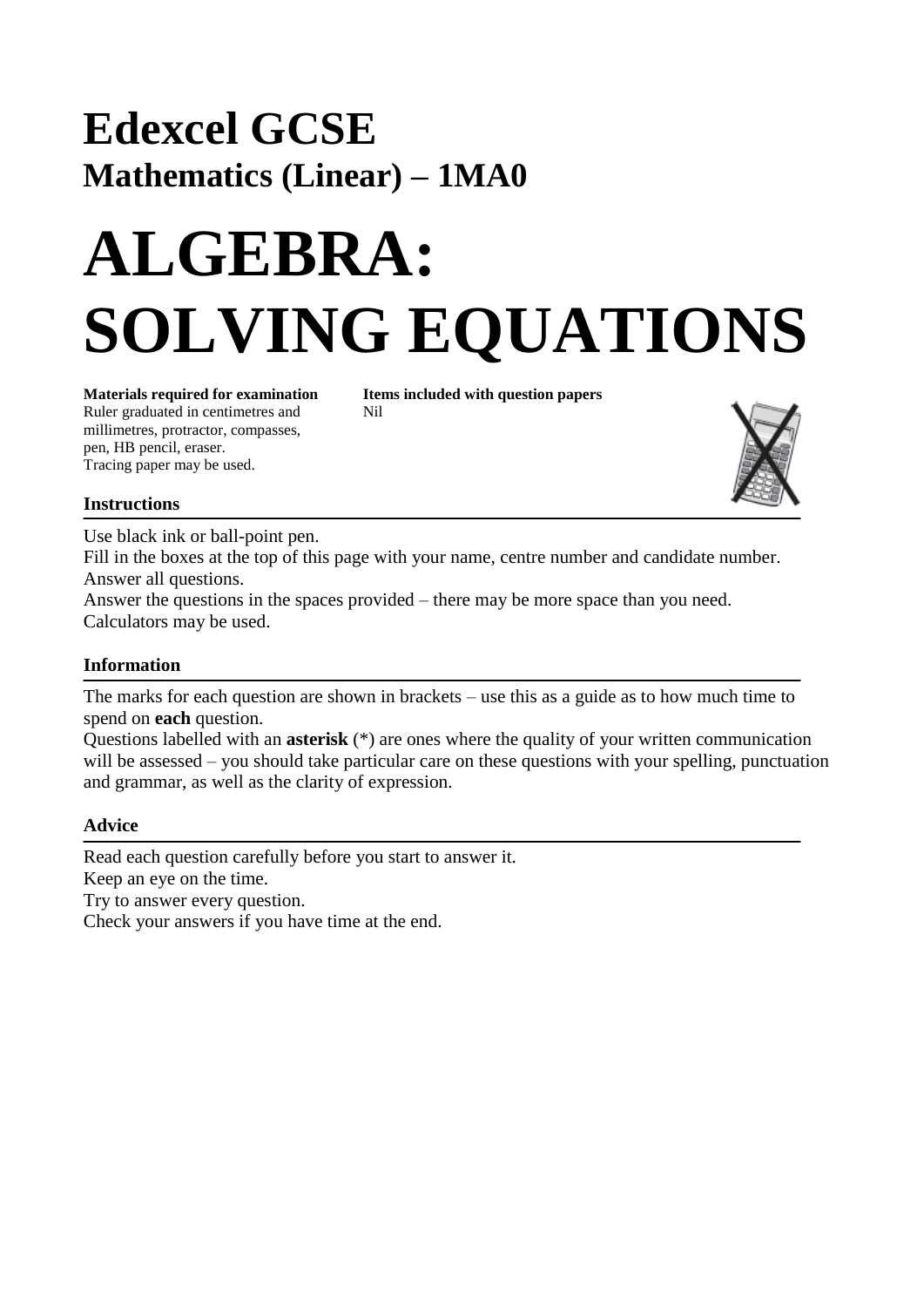# Edexcel GCSE

## Mathematics (Linear) – 1MA0

# ALGEBRA: SOLVING EQUATIONS

**Materials required for examination**
Ruler graduated in centimetres and millimetres, protractor, compasses, pen, HB pencil, eraser.
Tracing paper may be used.

**Items included with question papers**
Nil

### Instructions

Use black ink or ball-point pen.
Fill in the boxes at the top of this page with your name, centre number and candidate number.
Answer all questions.
Answer the questions in the spaces provided – there may be more space than you need.
Calculators may be used.

### Information

The marks for each question are shown in brackets – use this as a guide as to how much time to spend on **each** question.
Questions labelled with an **asterisk** (*) are ones where the quality of your written communication will be assessed – you should take particular care on these questions with your spelling, punctuation and grammar, as well as the clarity of expression.

### Advice

Read each question carefully before you start to answer it.
Keep an eye on the time.
Try to answer every question.
Check your answers if you have time at the end.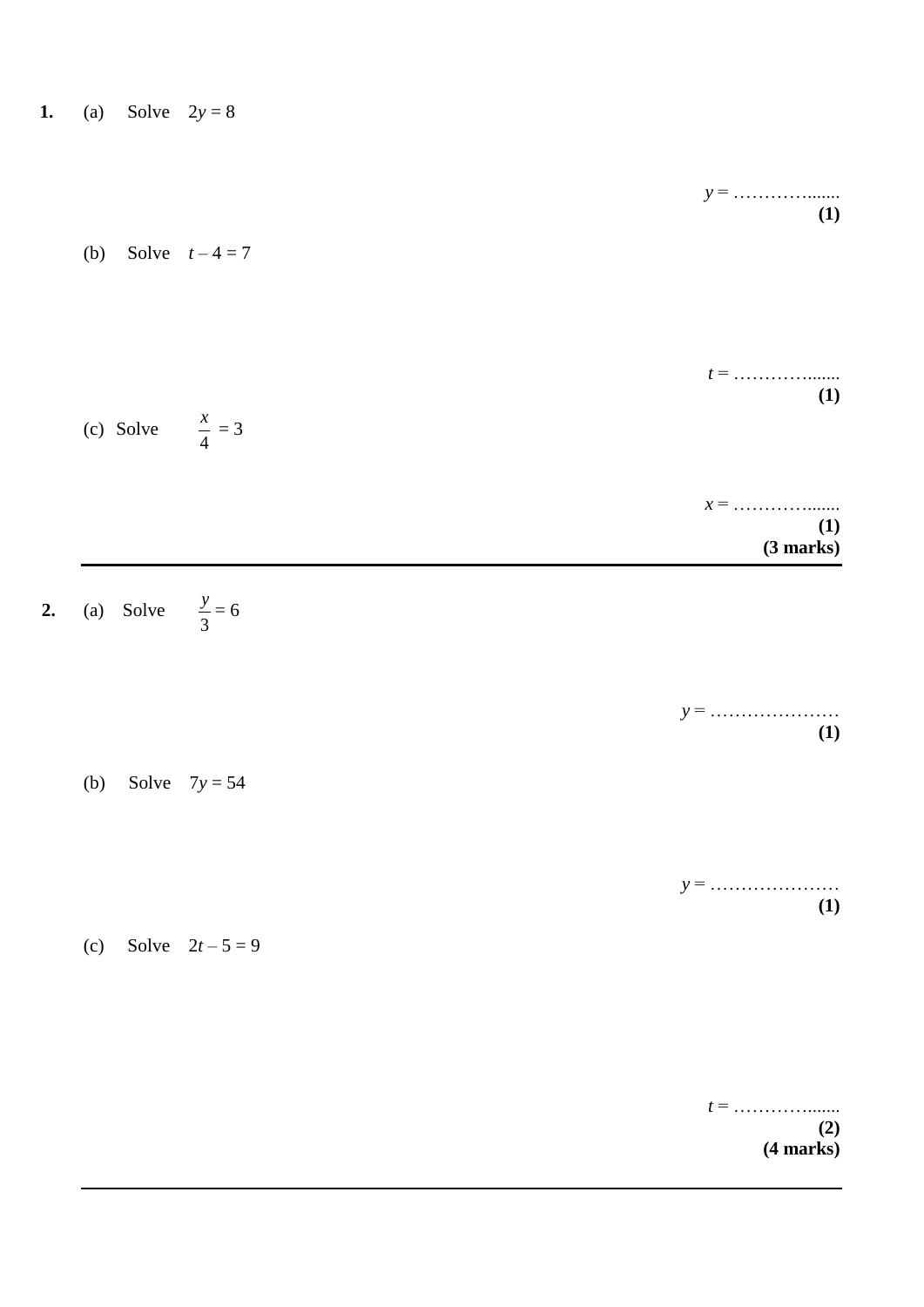**1.** (a) Solve $2y = 8$

$y =$ …………......

**(1)**

(b) Solve $t - 4 = 7$

$t =$ …………......

**(1)**

(c) Solve $\frac{x}{4} = 3$

$x =$ …………......

**(1)**

**(3 marks)**

---

**2.** (a) Solve $\frac{y}{3} = 6$

$y =$ …………………

**(1)**

(b) Solve $7y = 54$

$y =$ …………………

**(1)**

(c) Solve $2t - 5 = 9$

$t =$ …………......

**(2)**

**(4 marks)**

---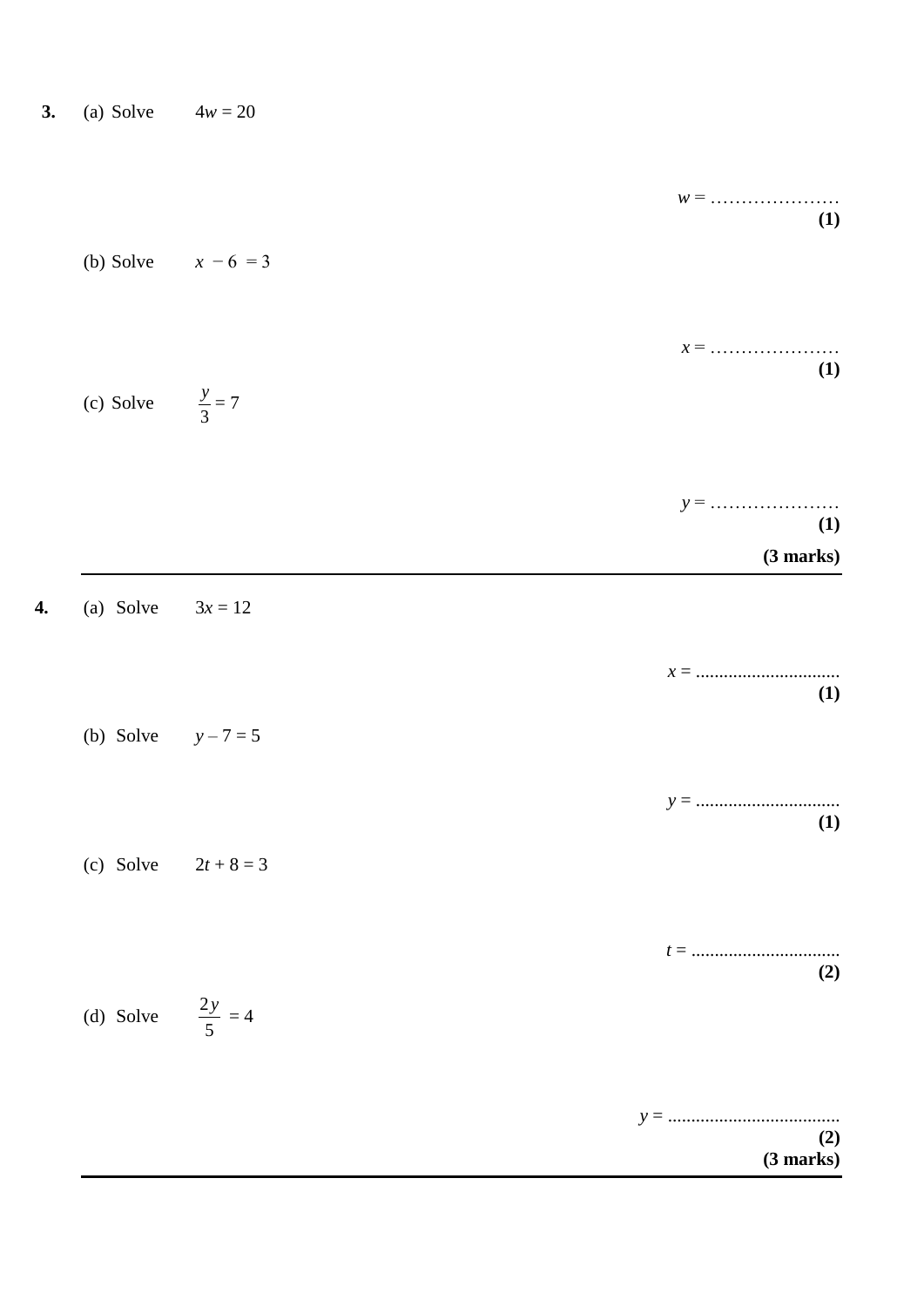**3.** (a) Solve $4w = 20$

$w = \ldots\ldots\ldots\ldots\ldots\ldots\ldots$ **(1)**

(b) Solve $x - 6 = 3$

$x = \ldots\ldots\ldots\ldots\ldots\ldots\ldots$ **(1)**

(c) Solve $\frac{y}{3} = 7$

$y = \ldots\ldots\ldots\ldots\ldots\ldots\ldots$ **(1)**

**(3 marks)**

---

**4.** (a) Solve $3x = 12$

$x = \ldots\ldots\ldots\ldots\ldots\ldots\ldots$ **(1)**

(b) Solve $y - 7 = 5$

$y = \ldots\ldots\ldots\ldots\ldots\ldots\ldots$ **(1)**

(c) Solve $2t + 8 = 3$

$t = \ldots\ldots\ldots\ldots\ldots\ldots\ldots$ **(2)**

(d) Solve $\frac{2y}{5} = 4$

$y = \ldots\ldots\ldots\ldots\ldots\ldots\ldots$ **(2)**

**(3 marks)**

---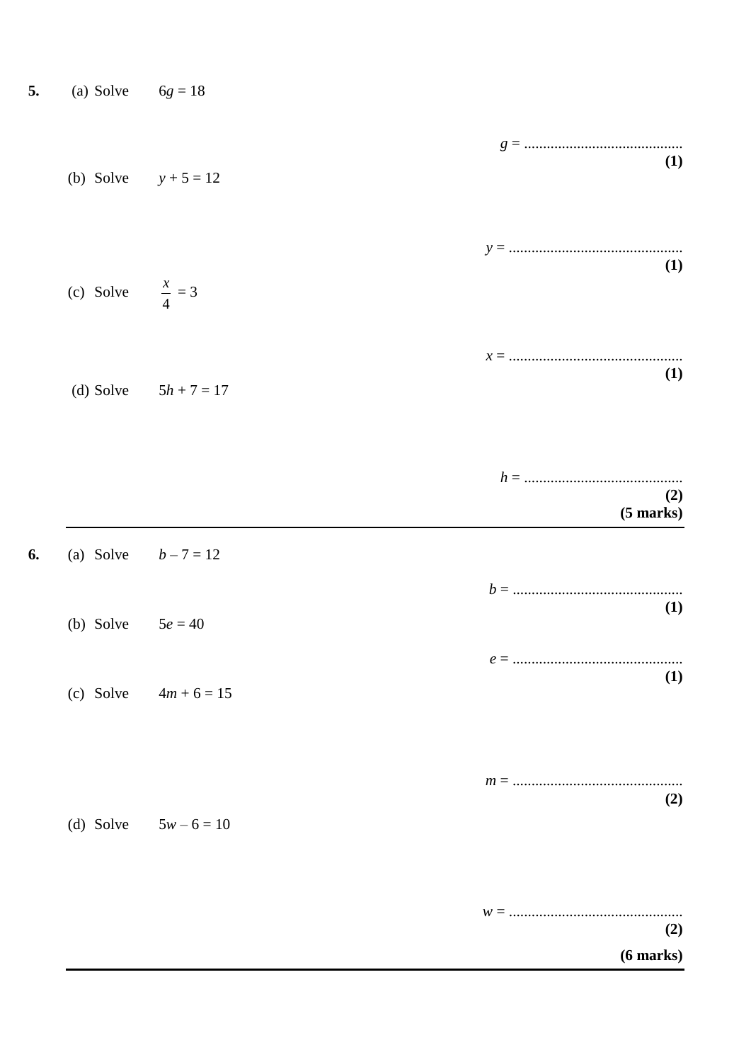**5.** (a) Solve $6g = 18$

$g =$ ..........................................

**(1)**

(b) Solve $y + 5 = 12$

$y =$ ..........................................

**(1)**

(c) Solve $\frac{x}{4} = 3$

$x =$ ..........................................

**(1)**

(d) Solve $5h + 7 = 17$

$h =$ ..........................................

**(2)**

**(5 marks)**

---

**6.** (a) Solve $b – 7 = 12$

$b =$ ..........................................

**(1)**

(b) Solve $5e = 40$

$e =$ ..........................................

**(1)**

(c) Solve $4m + 6 = 15$

$m =$ ..........................................

**(2)**

(d) Solve $5w – 6 = 10$

$w =$ ..........................................

**(2)**

**(6 marks)**

---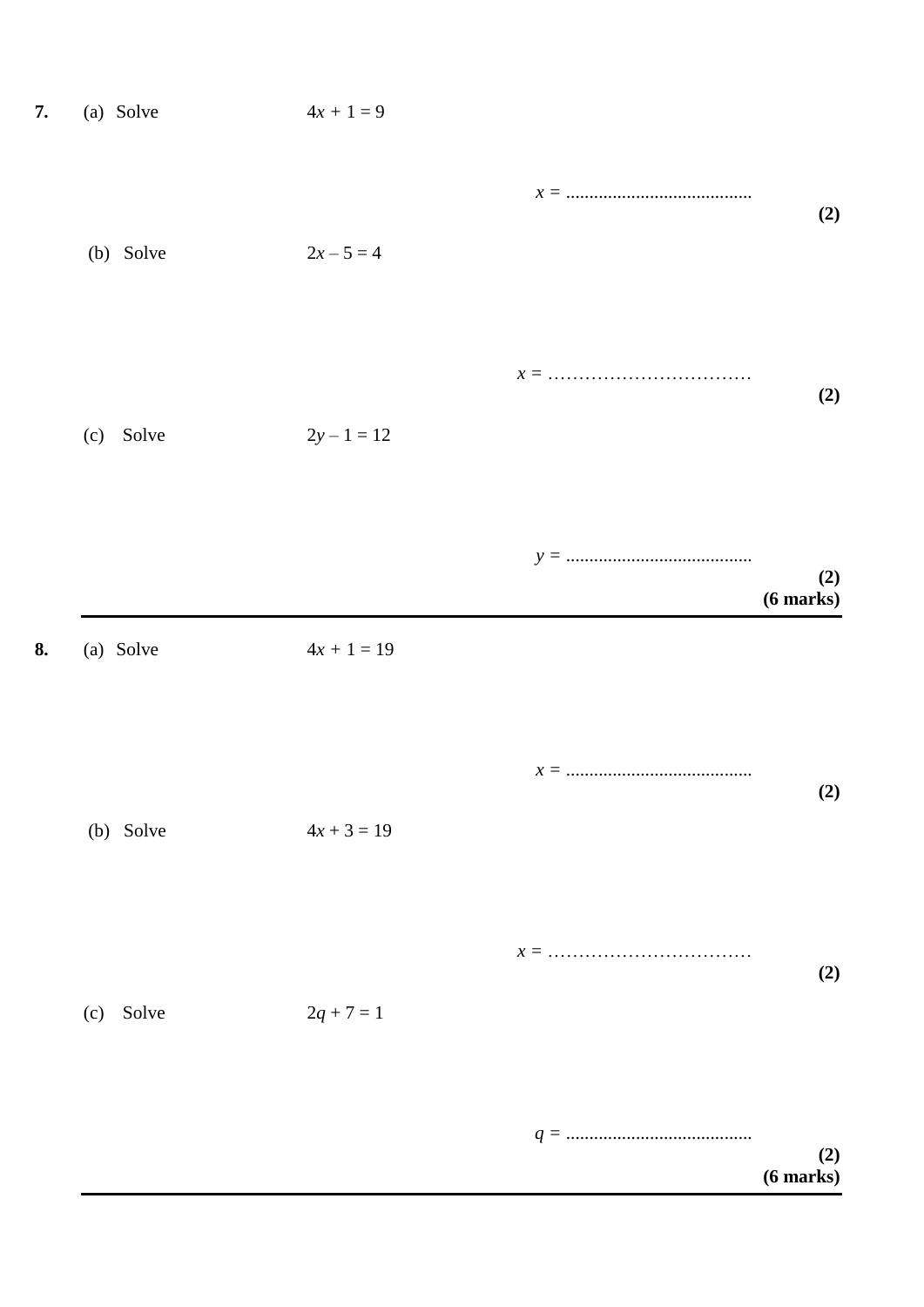**7.** (a) Solve $4x + 1 = 9$

$x =$ ........................................

**(2)**

(b) Solve $2x – 5 = 4$

$x =$ ……………………………

**(2)**

(c) Solve $2y – 1 = 12$

$y =$ ........................................

**(2)**

**(6 marks)**

---

**8.** (a) Solve $4x + 1 = 19$

$x =$ ........................................

**(2)**

(b) Solve $4x + 3 = 19$

$x =$ ……………………………

**(2)**

(c) Solve $2q + 7 = 1$

$q =$ ........................................

**(2)**

**(6 marks)**

---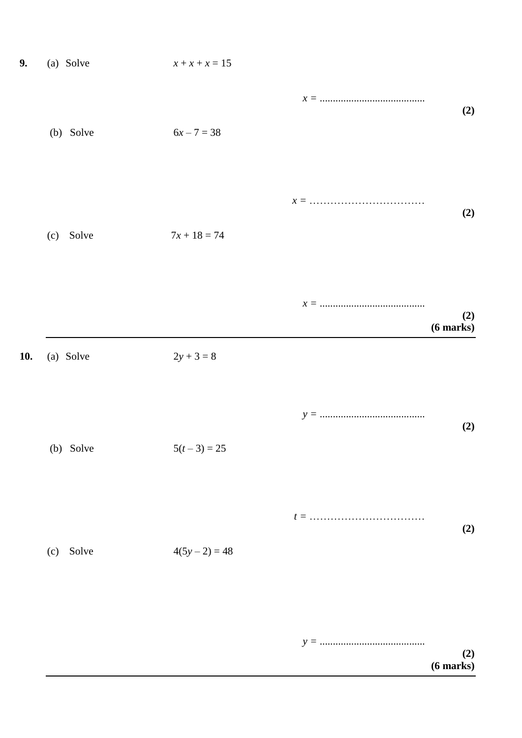**9.** (a) Solve $x + x + x = 15$

$x =$ ........................................

**(2)**

(b) Solve $6x - 7 = 38$

$x =$ ……………………………

**(2)**

(c) Solve $7x + 18 = 74$

$x =$ ........................................

**(2)**
**(6 marks)**

---

**10.** (a) Solve $2y + 3 = 8$

$y =$ ........................................

**(2)**

(b) Solve $5(t - 3) = 25$

$t =$ ……………………………

**(2)**

(c) Solve $4(5y - 2) = 48$

$y =$ ........................................

**(2)**
**(6 marks)**

---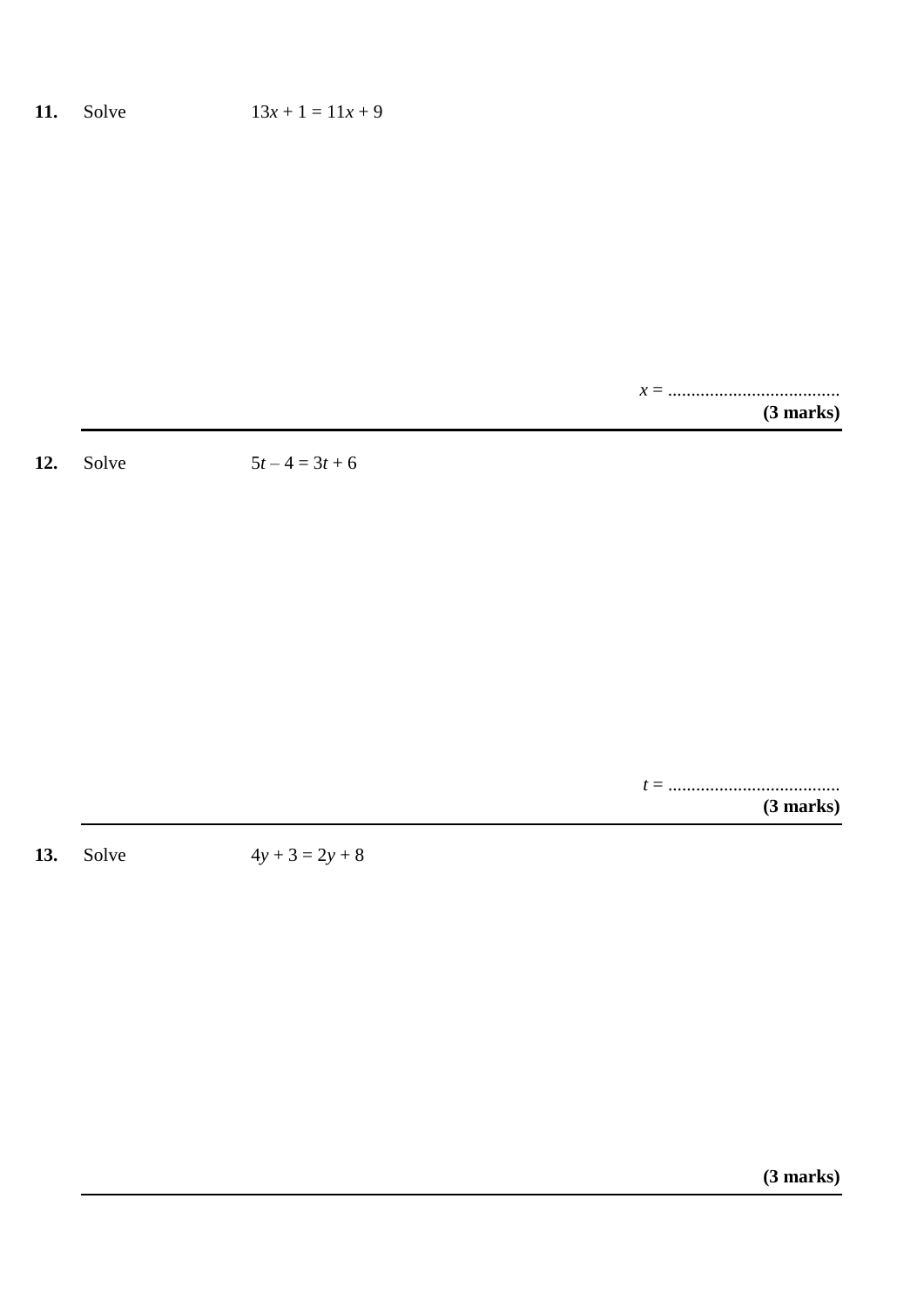**11.** Solve $13x + 1 = 11x + 9$

$x =$ ....................................

**(3 marks)**

---

**12.** Solve $5t - 4 = 3t + 6$

$t =$ ....................................

**(3 marks)**

---

**13.** Solve $4y + 3 = 2y + 8$

**(3 marks)**

---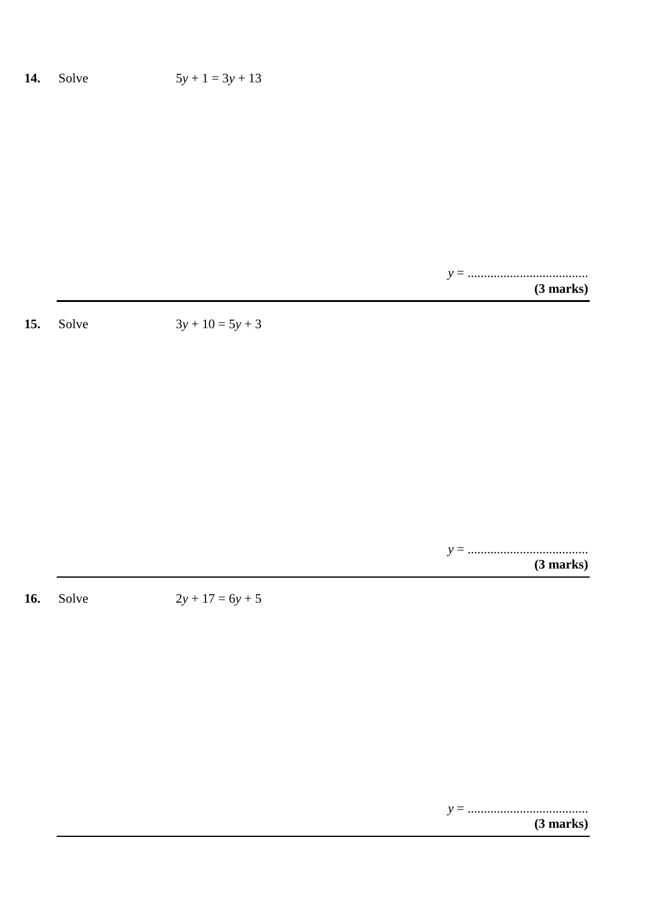**14.** Solve $5y + 1 = 3y + 13$

$y =$ .....................................

**(3 marks)**

---

**15.** Solve $3y + 10 = 5y + 3$

$y =$ .....................................

**(3 marks)**

---

**16.** Solve $2y + 17 = 6y + 5$

$y =$ .....................................

**(3 marks)**

---